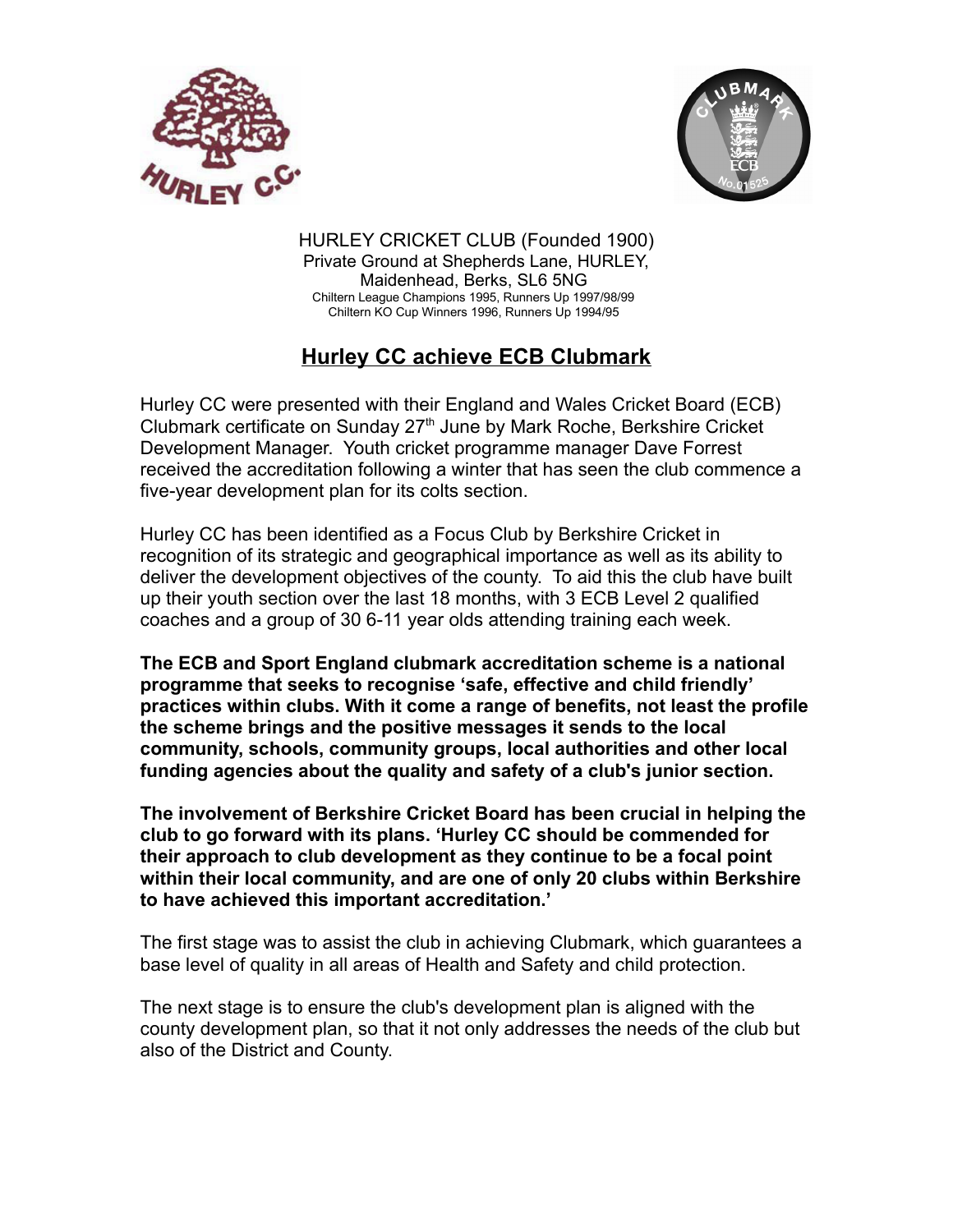HURLEY CRICKET CLUB (Founded 1900)
Private Ground at Shepherds Lane, HURLEY,
Maidenhead, Berks, SL6 5NG
Chiltern League Champions 1995, Runners Up 1997/98/99
Chiltern KO Cup Winners 1996, Runners Up 1994/95

# Hurley CC achieve ECB Clubmark

Hurley CC were presented with their England and Wales Cricket Board (ECB) Clubmark certificate on Sunday 27th June by Mark Roche, Berkshire Cricket Development Manager. Youth cricket programme manager Dave Forrest received the accreditation following a winter that has seen the club commence a five-year development plan for its colts section.

Hurley CC has been identified as a Focus Club by Berkshire Cricket in recognition of its strategic and geographical importance as well as its ability to deliver the development objectives of the county. To aid this the club have built up their youth section over the last 18 months, with 3 ECB Level 2 qualified coaches and a group of 30 6-11 year olds attending training each week.

**The ECB and Sport England clubmark accreditation scheme is a national programme that seeks to recognise 'safe, effective and child friendly' practices within clubs. With it come a range of benefits, not least the profile the scheme brings and the positive messages it sends to the local community, schools, community groups, local authorities and other local funding agencies about the quality and safety of a club's junior section.**

**The involvement of Berkshire Cricket Board has been crucial in helping the club to go forward with its plans. 'Hurley CC should be commended for their approach to club development as they continue to be a focal point within their local community, and are one of only 20 clubs within Berkshire to have achieved this important accreditation.'**

The first stage was to assist the club in achieving Clubmark, which guarantees a base level of quality in all areas of Health and Safety and child protection.

The next stage is to ensure the club's development plan is aligned with the county development plan, so that it not only addresses the needs of the club but also of the District and County.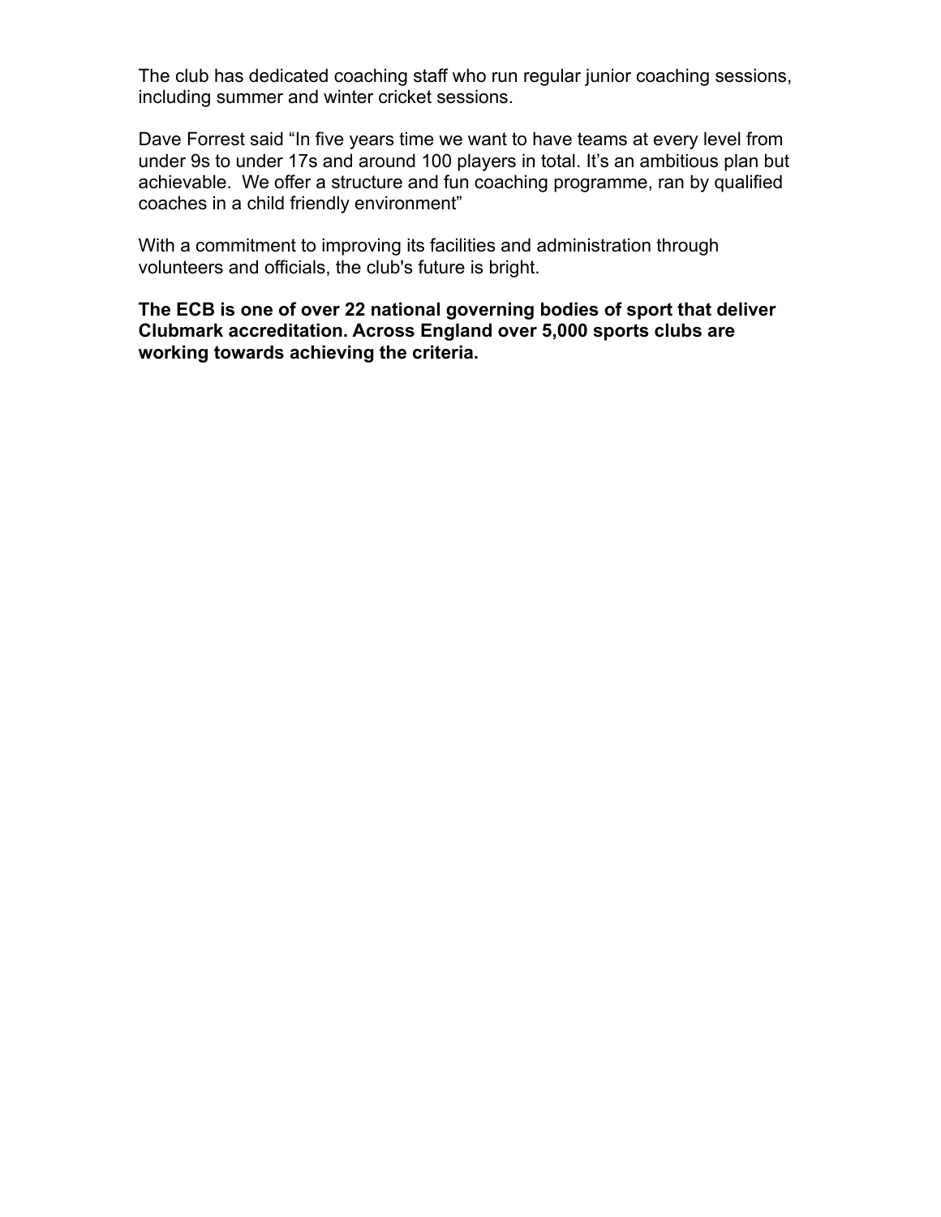The club has dedicated coaching staff who run regular junior coaching sessions, including summer and winter cricket sessions.

Dave Forrest said "In five years time we want to have teams at every level from under 9s to under 17s and around 100 players in total. It's an ambitious plan but achievable.  We offer a structure and fun coaching programme, ran by qualified coaches in a child friendly environment"

With a commitment to improving its facilities and administration through volunteers and officials, the club's future is bright.

**The ECB is one of over 22 national governing bodies of sport that deliver Clubmark accreditation. Across England over 5,000 sports clubs are working towards achieving the criteria.**